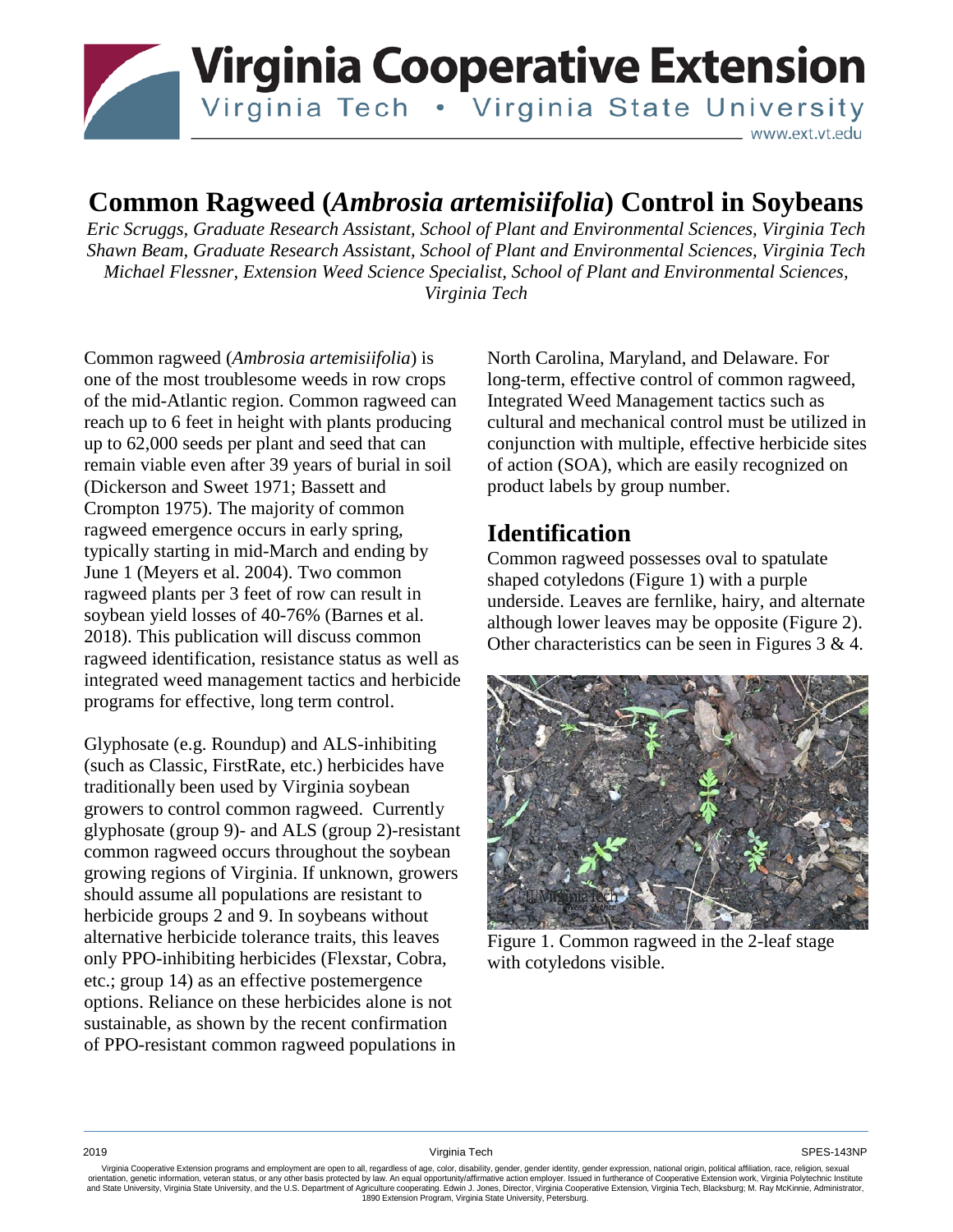# Common Ragweed (*Ambrosia artemisiifolia*) Control in Soybeans

*Eric Scruggs, Graduate Research Assistant, School of Plant and Environmental Sciences, Virginia Tech*
*Shawn Beam, Graduate Research Assistant, School of Plant and Environmental Sciences, Virginia Tech*
*Michael Flessner, Extension Weed Science Specialist, School of Plant and Environmental Sciences, Virginia Tech*

Common ragweed (*Ambrosia artemisiifolia*) is one of the most troublesome weeds in row crops of the mid-Atlantic region. Common ragweed can reach up to 6 feet in height with plants producing up to 62,000 seeds per plant and seed that can remain viable even after 39 years of burial in soil (Dickerson and Sweet 1971; Bassett and Crompton 1975). The majority of common ragweed emergence occurs in early spring, typically starting in mid-March and ending by June 1 (Meyers et al. 2004). Two common ragweed plants per 3 feet of row can result in soybean yield losses of 40-76% (Barnes et al. 2018). This publication will discuss common ragweed identification, resistance status as well as integrated weed management tactics and herbicide programs for effective, long term control.

Glyphosate (e.g. Roundup) and ALS-inhibiting (such as Classic, FirstRate, etc.) herbicides have traditionally been used by Virginia soybean growers to control common ragweed. Currently glyphosate (group 9)- and ALS (group 2)-resistant common ragweed occurs throughout the soybean growing regions of Virginia. If unknown, growers should assume all populations are resistant to herbicide groups 2 and 9. In soybeans without alternative herbicide tolerance traits, this leaves only PPO-inhibiting herbicides (Flexstar, Cobra, etc.; group 14) as an effective postemergence options. Reliance on these herbicides alone is not sustainable, as shown by the recent confirmation of PPO-resistant common ragweed populations in North Carolina, Maryland, and Delaware. For long-term, effective control of common ragweed, Integrated Weed Management tactics such as cultural and mechanical control must be utilized in conjunction with multiple, effective herbicide sites of action (SOA), which are easily recognized on product labels by group number.

## Identification

Common ragweed possesses oval to spatulate shaped cotyledons (Figure 1) with a purple underside. Leaves are fernlike, hairy, and alternate although lower leaves may be opposite (Figure 2). Other characteristics can be seen in Figures 3 & 4.

Figure 1. Common ragweed in the 2-leaf stage with cotyledons visible.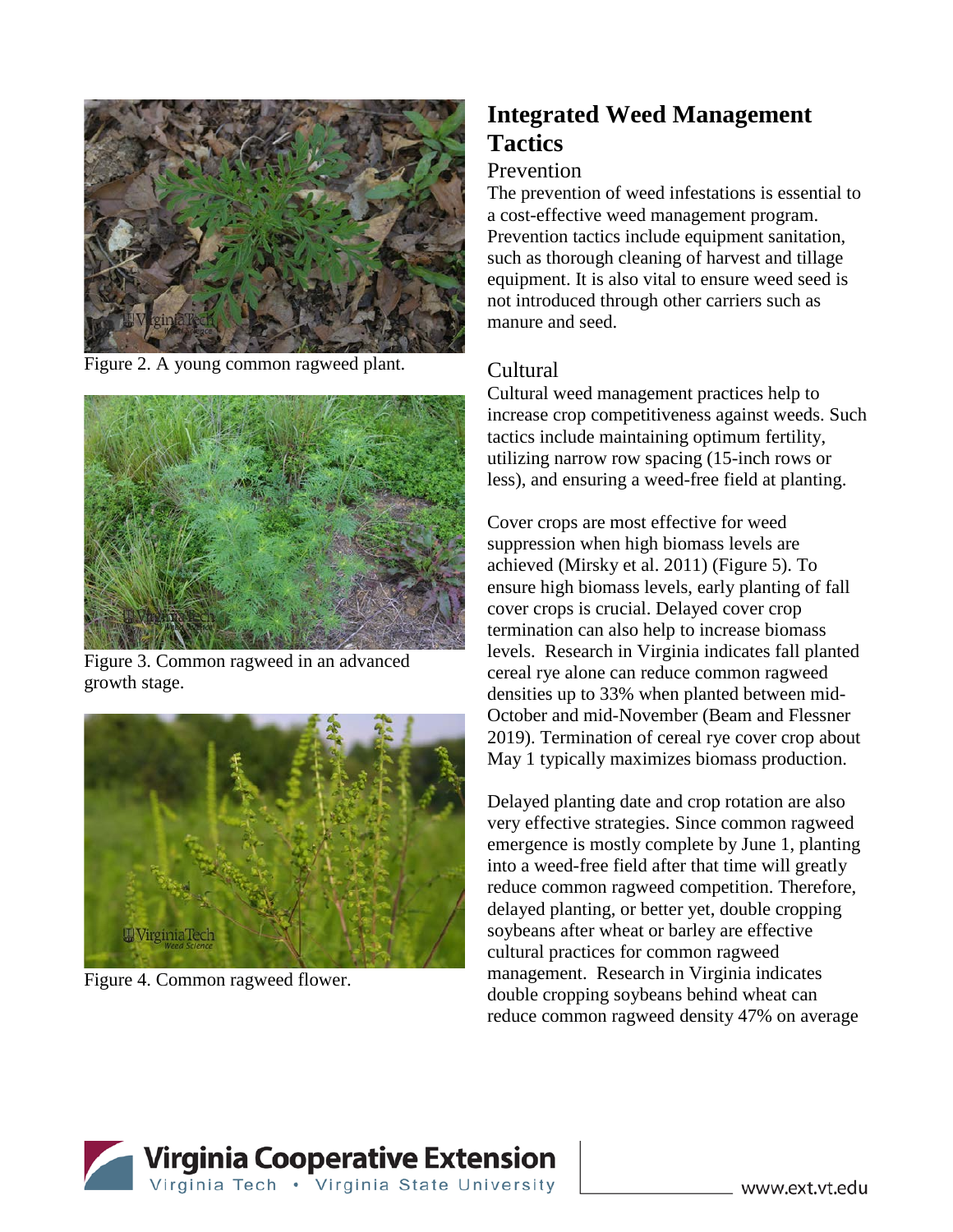Figure 2. A young common ragweed plant.

Figure 3. Common ragweed in an advanced growth stage.

Figure 4. Common ragweed flower.

## Integrated Weed Management Tactics

### Prevention

The prevention of weed infestations is essential to a cost-effective weed management program. Prevention tactics include equipment sanitation, such as thorough cleaning of harvest and tillage equipment. It is also vital to ensure weed seed is not introduced through other carriers such as manure and seed.

### Cultural

Cultural weed management practices help to increase crop competitiveness against weeds. Such tactics include maintaining optimum fertility, utilizing narrow row spacing (15-inch rows or less), and ensuring a weed-free field at planting.

Cover crops are most effective for weed suppression when high biomass levels are achieved (Mirsky et al. 2011) (Figure 5). To ensure high biomass levels, early planting of fall cover crops is crucial. Delayed cover crop termination can also help to increase biomass levels. Research in Virginia indicates fall planted cereal rye alone can reduce common ragweed densities up to 33% when planted between mid-October and mid-November (Beam and Flessner 2019). Termination of cereal rye cover crop about May 1 typically maximizes biomass production.

Delayed planting date and crop rotation are also very effective strategies. Since common ragweed emergence is mostly complete by June 1, planting into a weed-free field after that time will greatly reduce common ragweed competition. Therefore, delayed planting, or better yet, double cropping soybeans after wheat or barley are effective cultural practices for common ragweed management. Research in Virginia indicates double cropping soybeans behind wheat can reduce common ragweed density 47% on average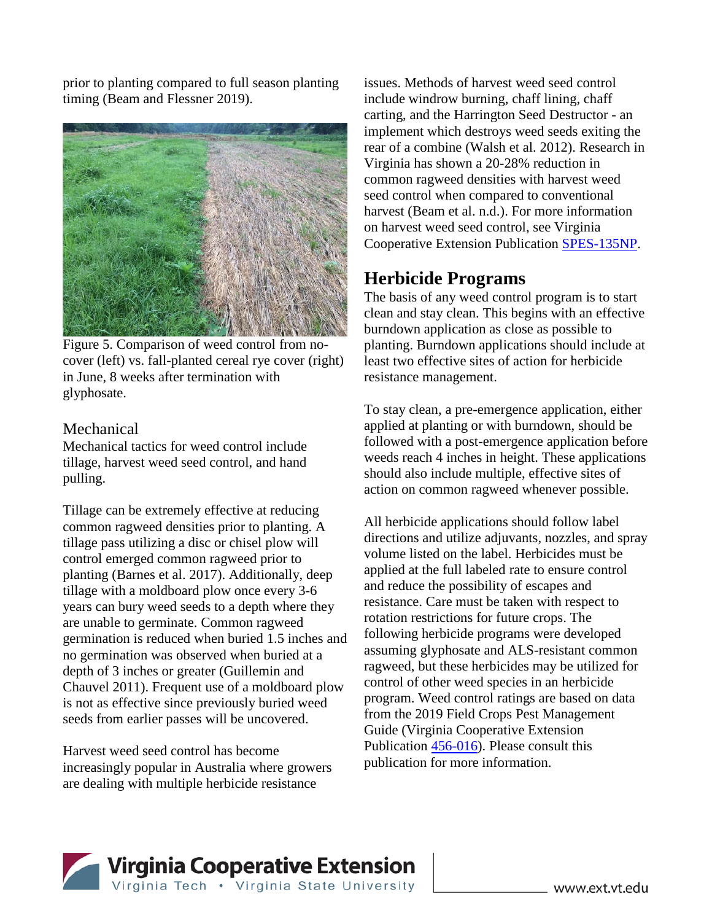prior to planting compared to full season planting timing (Beam and Flessner 2019).

Figure 5. Comparison of weed control from no-cover (left) vs. fall-planted cereal rye cover (right) in June, 8 weeks after termination with glyphosate.

### Mechanical

Mechanical tactics for weed control include tillage, harvest weed seed control, and hand pulling.

Tillage can be extremely effective at reducing common ragweed densities prior to planting. A tillage pass utilizing a disc or chisel plow will control emerged common ragweed prior to planting (Barnes et al. 2017). Additionally, deep tillage with a moldboard plow once every 3-6 years can bury weed seeds to a depth where they are unable to germinate. Common ragweed germination is reduced when buried 1.5 inches and no germination was observed when buried at a depth of 3 inches or greater (Guillemin and Chauvel 2011). Frequent use of a moldboard plow is not as effective since previously buried weed seeds from earlier passes will be uncovered.

Harvest weed seed control has become increasingly popular in Australia where growers are dealing with multiple herbicide resistance issues. Methods of harvest weed seed control include windrow burning, chaff lining, chaff carting, and the Harrington Seed Destructor - an implement which destroys weed seeds exiting the rear of a combine (Walsh et al. 2012). Research in Virginia has shown a 20-28% reduction in common ragweed densities with harvest weed seed control when compared to conventional harvest (Beam et al. n.d.). For more information on harvest weed seed control, see Virginia Cooperative Extension Publication SPES-135NP.

## Herbicide Programs

The basis of any weed control program is to start clean and stay clean. This begins with an effective burndown application as close as possible to planting. Burndown applications should include at least two effective sites of action for herbicide resistance management.

To stay clean, a pre-emergence application, either applied at planting or with burndown, should be followed with a post-emergence application before weeds reach 4 inches in height. These applications should also include multiple, effective sites of action on common ragweed whenever possible.

All herbicide applications should follow label directions and utilize adjuvants, nozzles, and spray volume listed on the label. Herbicides must be applied at the full labeled rate to ensure control and reduce the possibility of escapes and resistance. Care must be taken with respect to rotation restrictions for future crops. The following herbicide programs were developed assuming glyphosate and ALS-resistant common ragweed, but these herbicides may be utilized for control of other weed species in an herbicide program. Weed control ratings are based on data from the 2019 Field Crops Pest Management Guide (Virginia Cooperative Extension Publication 456-016). Please consult this publication for more information.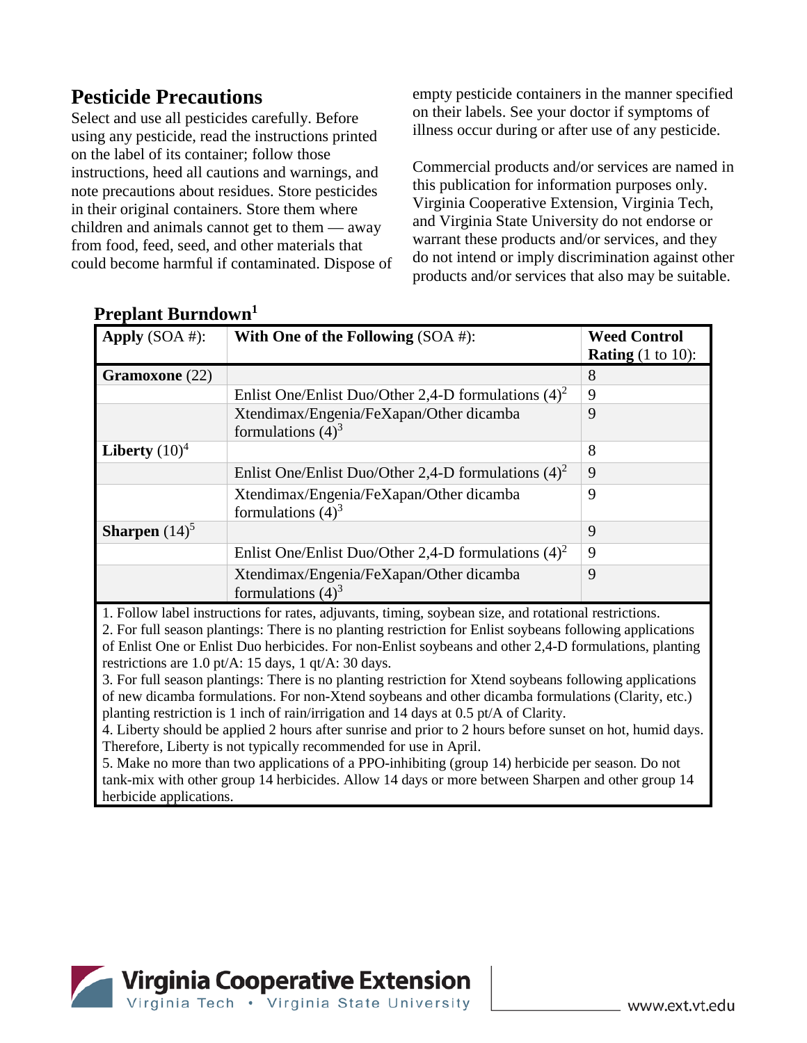## Pesticide Precautions

Select and use all pesticides carefully. Before using any pesticide, read the instructions printed on the label of its container; follow those instructions, heed all cautions and warnings, and note precautions about residues. Store pesticides in their original containers. Store them where children and animals cannot get to them — away from food, feed, seed, and other materials that could become harmful if contaminated. Dispose of empty pesticide containers in the manner specified on their labels. See your doctor if symptoms of illness occur during or after use of any pesticide.

Commercial products and/or services are named in this publication for information purposes only. Virginia Cooperative Extension, Virginia Tech, and Virginia State University do not endorse or warrant these products and/or services, and they do not intend or imply discrimination against other products and/or services that also may be suitable.

### Preplant Burndown[1]

| **Apply** (SOA #): | **With One of the Following** (SOA #): | **Weed Control Rating** (1 to 10): |
|---|---|---|
| **Gramoxone** (22) | | 8 |
| | Enlist One/Enlist Duo/Other 2,4-D formulations (4)[2] | 9 |
| | Xtendimax/Engenia/FeXapan/Other dicamba formulations (4)[3] | 9 |
| **Liberty** (10)[4] | | 8 |
| | Enlist One/Enlist Duo/Other 2,4-D formulations (4)[2] | 9 |
| | Xtendimax/Engenia/FeXapan/Other dicamba formulations (4)[3] | 9 |
| **Sharpen** (14)[5] | | 9 |
| | Enlist One/Enlist Duo/Other 2,4-D formulations (4)[2] | 9 |
| | Xtendimax/Engenia/FeXapan/Other dicamba formulations (4)[3] | 9 |

1. Follow label instructions for rates, adjuvants, timing, soybean size, and rotational restrictions.
2. For full season plantings: There is no planting restriction for Enlist soybeans following applications of Enlist One or Enlist Duo herbicides. For non-Enlist soybeans and other 2,4-D formulations, planting restrictions are 1.0 pt/A: 15 days, 1 qt/A: 30 days.
3. For full season plantings: There is no planting restriction for Xtend soybeans following applications of new dicamba formulations. For non-Xtend soybeans and other dicamba formulations (Clarity, etc.) planting restriction is 1 inch of rain/irrigation and 14 days at 0.5 pt/A of Clarity.
4. Liberty should be applied 2 hours after sunrise and prior to 2 hours before sunset on hot, humid days. Therefore, Liberty is not typically recommended for use in April.
5. Make no more than two applications of a PPO-inhibiting (group 14) herbicide per season. Do not tank-mix with other group 14 herbicides. Allow 14 days or more between Sharpen and other group 14 herbicide applications.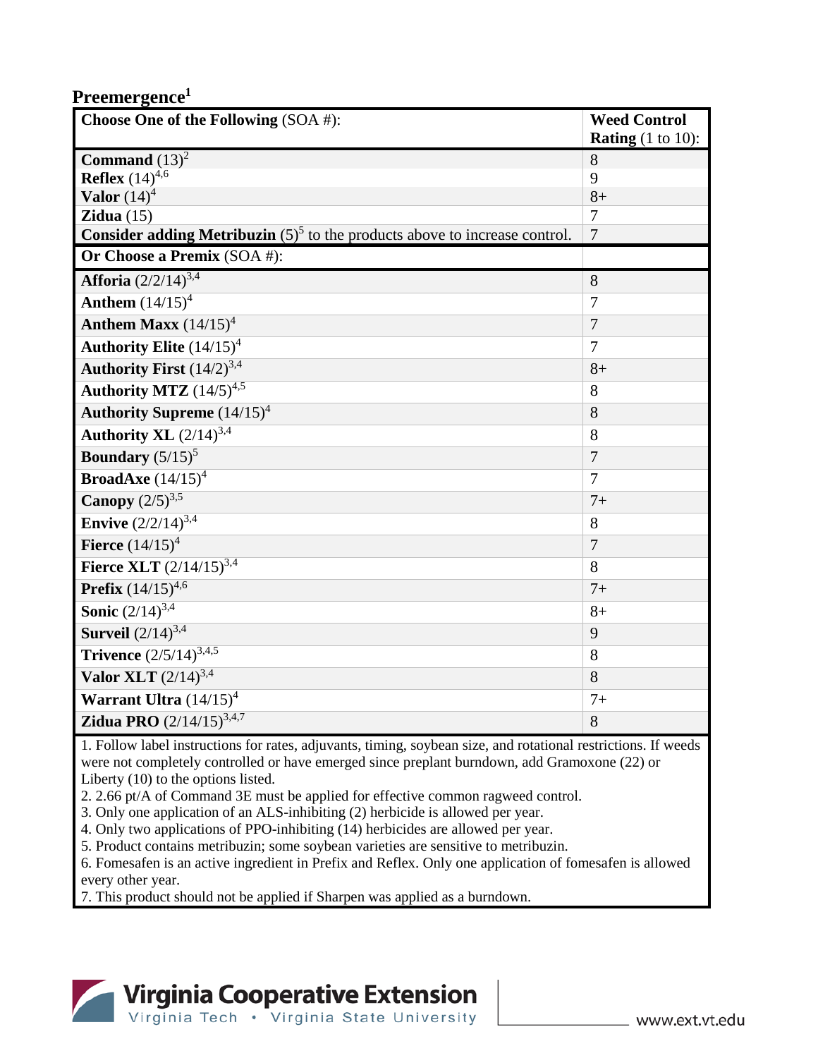## Preemergence[1]

| **Choose One of the Following** (SOA #): | **Weed Control Rating** (1 to 10): |
|---|---|
| **Command** (13)[2] | 8 |
| **Reflex** (14)[4,6] | 9 |
| **Valor** (14)[4] | 8+ |
| **Zidua** (15) | 7 |
| **Consider adding Metribuzin** (5)[5] to the products above to increase control. | 7 |
| **Or Choose a Premix** (SOA #): | |
| **Afforia** (2/2/14)[3,4] | 8 |
| **Anthem** (14/15)[4] | 7 |
| **Anthem Maxx** (14/15)[4] | 7 |
| **Authority Elite** (14/15)[4] | 7 |
| **Authority First** (14/2)[3,4] | 8+ |
| **Authority MTZ** (14/5)[4,5] | 8 |
| **Authority Supreme** (14/15)[4] | 8 |
| **Authority XL** (2/14)[3,4] | 8 |
| **Boundary** (5/15)[5] | 7 |
| **BroadAxe** (14/15)[4] | 7 |
| **Canopy** (2/5)[3,5] | 7+ |
| **Envive** (2/2/14)[3,4] | 8 |
| **Fierce** (14/15)[4] | 7 |
| **Fierce XLT** (2/14/15)[3,4] | 8 |
| **Prefix** (14/15)[4,6] | 7+ |
| **Sonic** (2/14)[3,4] | 8+ |
| **Surveil** (2/14)[3,4] | 9 |
| **Trivence** (2/5/14)[3,4,5] | 8 |
| **Valor XLT** (2/14)[3,4] | 8 |
| **Warrant Ultra** (14/15)[4] | 7+ |
| **Zidua PRO** (2/14/15)[3,4,7] | 8 |

1. Follow label instructions for rates, adjuvants, timing, soybean size, and rotational restrictions. If weeds were not completely controlled or have emerged since preplant burndown, add Gramoxone (22) or Liberty (10) to the options listed.
2. 2.66 pt/A of Command 3E must be applied for effective common ragweed control.
3. Only one application of an ALS-inhibiting (2) herbicide is allowed per year.
4. Only two applications of PPO-inhibiting (14) herbicides are allowed per year.
5. Product contains metribuzin; some soybean varieties are sensitive to metribuzin.
6. Fomesafen is an active ingredient in Prefix and Reflex. Only one application of fomesafen is allowed every other year.
7. This product should not be applied if Sharpen was applied as a burndown.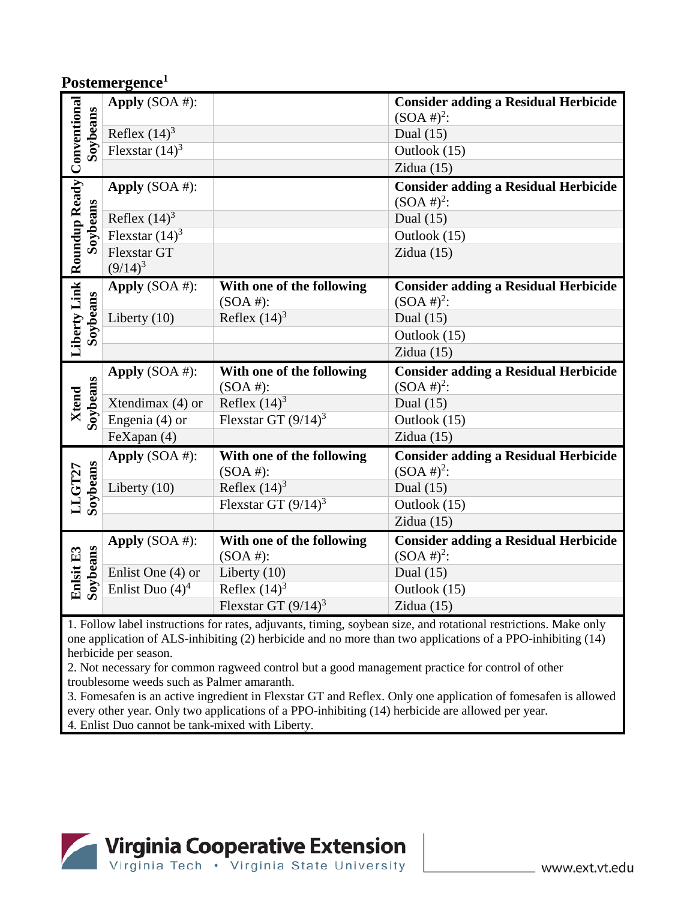## Postemergence[1]

| Crop | Apply (SOA #): | With one of the following (SOA #): | Consider adding a Residual Herbicide (SOA #)[2]: |
|---|---|---|---|
| **Conventional Soybeans** | Reflex (14)[3] | | Dual (15) |
| | Flexstar (14)[3] | | Outlook (15) |
| | | | Zidua (15) |
| **Roundup Ready Soybeans** | Reflex (14)[3] | | Dual (15) |
| | Flexstar (14)[3] | | Outlook (15) |
| | Flexstar GT (9/14)[3] | | Zidua (15) |
| **Liberty Link Soybeans** | Liberty (10) | Reflex (14)[3] | Dual (15) |
| | | | Outlook (15) |
| | | | Zidua (15) |
| **Xtend Soybeans** | Xtendimax (4) or | Reflex (14)[3] | Dual (15) |
| | Engenia (4) or | Flexstar GT (9/14)[3] | Outlook (15) |
| | FeXapan (4) | | Zidua (15) |
| **LLGT27 Soybeans** | Liberty (10) | Reflex (14)[3] | Dual (15) |
| | | Flexstar GT (9/14)[3] | Outlook (15) |
| | | | Zidua (15) |
| **Enlsit E3 Soybeans** | Enlist One (4) or | Liberty (10) | Dual (15) |
| | Enlist Duo (4)[4] | Reflex (14)[3] | Outlook (15) |
| | | Flexstar GT (9/14)[3] | Zidua (15) |

1. Follow label instructions for rates, adjuvants, timing, soybean size, and rotational restrictions. Make only one application of ALS-inhibiting (2) herbicide and no more than two applications of a PPO-inhibiting (14) herbicide per season.
2. Not necessary for common ragweed control but a good management practice for control of other troublesome weeds such as Palmer amaranth.
3. Fomesafen is an active ingredient in Flexstar GT and Reflex. Only one application of fomesafen is allowed every other year. Only two applications of a PPO-inhibiting (14) herbicide are allowed per year.
4. Enlist Duo cannot be tank-mixed with Liberty.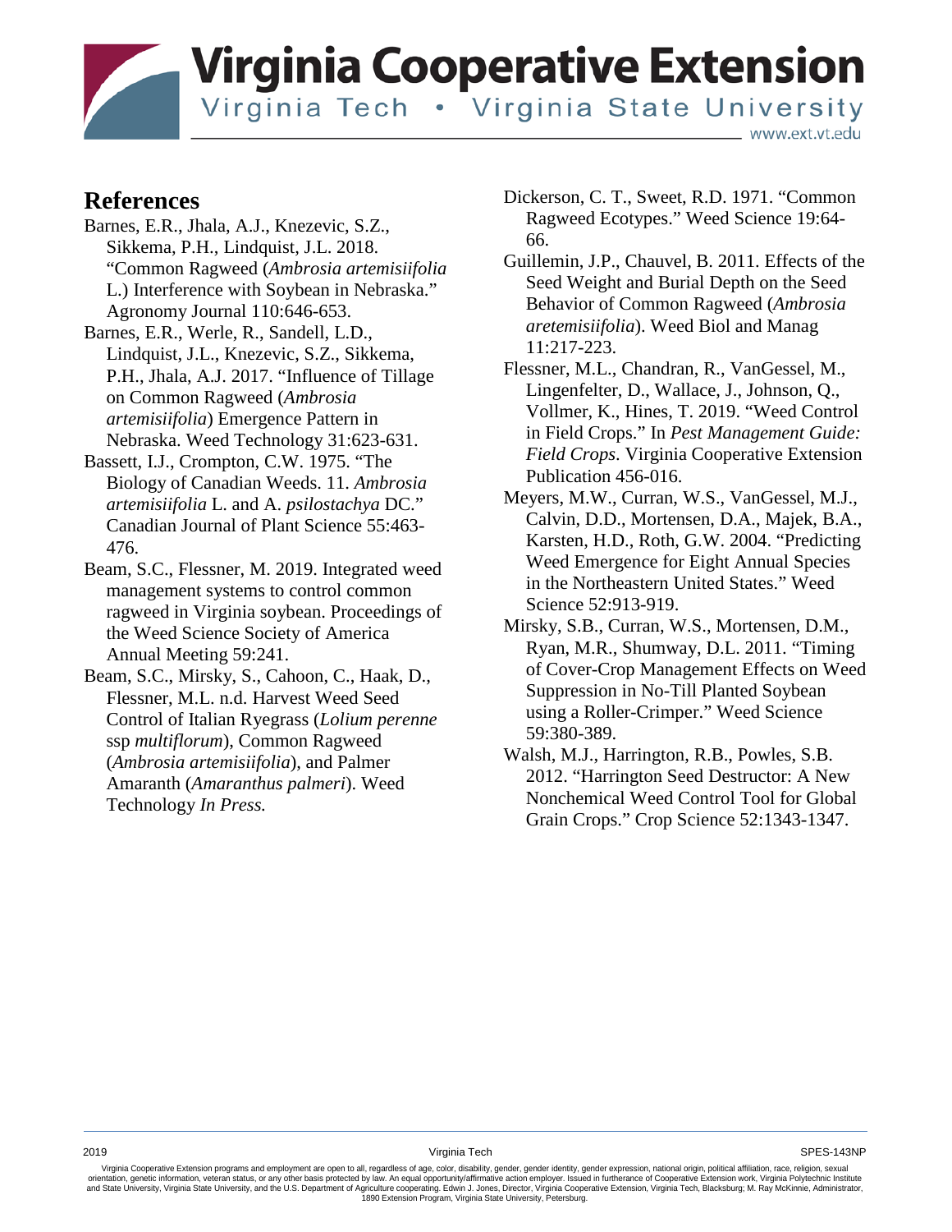## References

Barnes, E.R., Jhala, A.J., Knezevic, S.Z., Sikkema, P.H., Lindquist, J.L. 2018. "Common Ragweed (*Ambrosia artemisiifolia* L.) Interference with Soybean in Nebraska." Agronomy Journal 110:646-653.

Barnes, E.R., Werle, R., Sandell, L.D., Lindquist, J.L., Knezevic, S.Z., Sikkema, P.H., Jhala, A.J. 2017. "Influence of Tillage on Common Ragweed (*Ambrosia artemisiifolia*) Emergence Pattern in Nebraska. Weed Technology 31:623-631.

Bassett, I.J., Crompton, C.W. 1975. "The Biology of Canadian Weeds. 11. *Ambrosia artemisiifolia* L. and A. *psilostachya* DC." Canadian Journal of Plant Science 55:463-476.

Beam, S.C., Flessner, M. 2019. Integrated weed management systems to control common ragweed in Virginia soybean. Proceedings of the Weed Science Society of America Annual Meeting 59:241.

Beam, S.C., Mirsky, S., Cahoon, C., Haak, D., Flessner, M.L. n.d. Harvest Weed Seed Control of Italian Ryegrass (*Lolium perenne* ssp *multiflorum*), Common Ragweed (*Ambrosia artemisiifolia*), and Palmer Amaranth (*Amaranthus palmeri*). Weed Technology *In Press.*

Dickerson, C. T., Sweet, R.D. 1971. "Common Ragweed Ecotypes." Weed Science 19:64-66.

Guillemin, J.P., Chauvel, B. 2011. Effects of the Seed Weight and Burial Depth on the Seed Behavior of Common Ragweed (*Ambrosia aretemisiifolia*). Weed Biol and Manag 11:217-223.

Flessner, M.L., Chandran, R., VanGessel, M., Lingenfelter, D., Wallace, J., Johnson, Q., Vollmer, K., Hines, T. 2019. "Weed Control in Field Crops." In *Pest Management Guide: Field Crops*. Virginia Cooperative Extension Publication 456-016.

Meyers, M.W., Curran, W.S., VanGessel, M.J., Calvin, D.D., Mortensen, D.A., Majek, B.A., Karsten, H.D., Roth, G.W. 2004. "Predicting Weed Emergence for Eight Annual Species in the Northeastern United States." Weed Science 52:913-919.

Mirsky, S.B., Curran, W.S., Mortensen, D.M., Ryan, M.R., Shumway, D.L. 2011. "Timing of Cover-Crop Management Effects on Weed Suppression in No-Till Planted Soybean using a Roller-Crimper." Weed Science 59:380-389.

Walsh, M.J., Harrington, R.B., Powles, S.B. 2012. "Harrington Seed Destructor: A New Nonchemical Weed Control Tool for Global Grain Crops." Crop Science 52:1343-1347.

Virginia Cooperative Extension programs and employment are open to all, regardless of age, color, disability, gender, gender identity, gender expression, national origin, political affiliation, race, religion, sexual orientation, genetic information, veteran status, or any other basis protected by law. An equal opportunity/affirmative action employer. Issued in furtherance of Cooperative Extension work, Virginia Polytechnic Institute and State University, Virginia State University, and the U.S. Department of Agriculture cooperating. Edwin J. Jones, Director, Virginia Cooperative Extension, Virginia Tech, Blacksburg; M. Ray McKinnie, Administrator, 1890 Extension Program, Virginia State University, Petersburg.